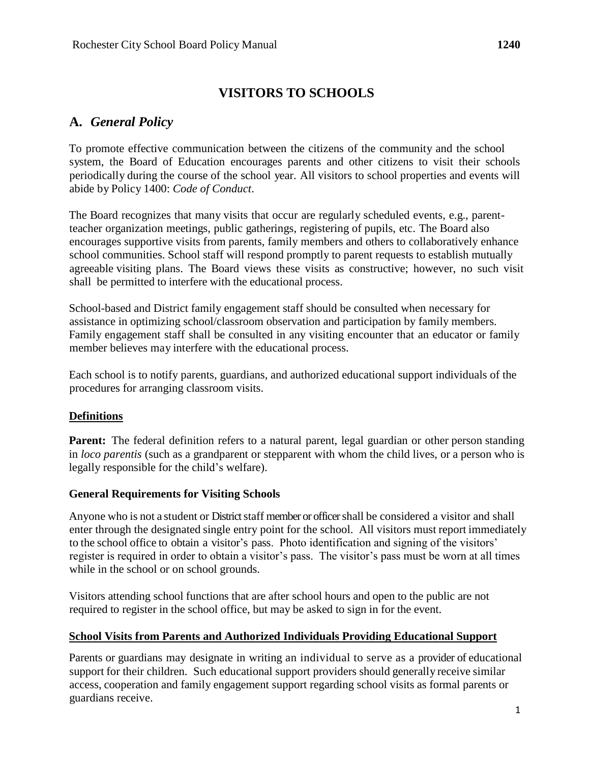# VISITORS TO SCHOOLS

## A. *General Policy*

To promote effective communication between the citizens of the community and the school system, the Board of Education encourages parents and other citizens to visit their schools periodically during the course of the school year. All visitors to school properties and events will abide by Policy 1400: *Code of Conduct*.

The Board recognizes that many visits that occur are regularly scheduled events, e.g., parent-teacher organization meetings, public gatherings, registering of pupils, etc. The Board also encourages supportive visits from parents, family members and others to collaboratively enhance school communities. School staff will respond promptly to parent requests to establish mutually agreeable visiting plans. The Board views these visits as constructive; however, no such visit shall be permitted to interfere with the educational process.

School-based and District family engagement staff should be consulted when necessary for assistance in optimizing school/classroom observation and participation by family members. Family engagement staff shall be consulted in any visiting encounter that an educator or family member believes may interfere with the educational process.

Each school is to notify parents, guardians, and authorized educational support individuals of the procedures for arranging classroom visits.

### Definitions

**Parent:** The federal definition refers to a natural parent, legal guardian or other person standing in *loco parentis* (such as a grandparent or stepparent with whom the child lives, or a person who is legally responsible for the child's welfare).

### General Requirements for Visiting Schools

Anyone who is not a student or District staff member or officer shall be considered a visitor and shall enter through the designated single entry point for the school. All visitors must report immediately to the school office to obtain a visitor's pass. Photo identification and signing of the visitors' register is required in order to obtain a visitor's pass. The visitor's pass must be worn at all times while in the school or on school grounds.

Visitors attending school functions that are after school hours and open to the public are not required to register in the school office, but may be asked to sign in for the event.

### School Visits from Parents and Authorized Individuals Providing Educational Support

Parents or guardians may designate in writing an individual to serve as a provider of educational support for their children. Such educational support providers should generally receive similar access, cooperation and family engagement support regarding school visits as formal parents or guardians receive.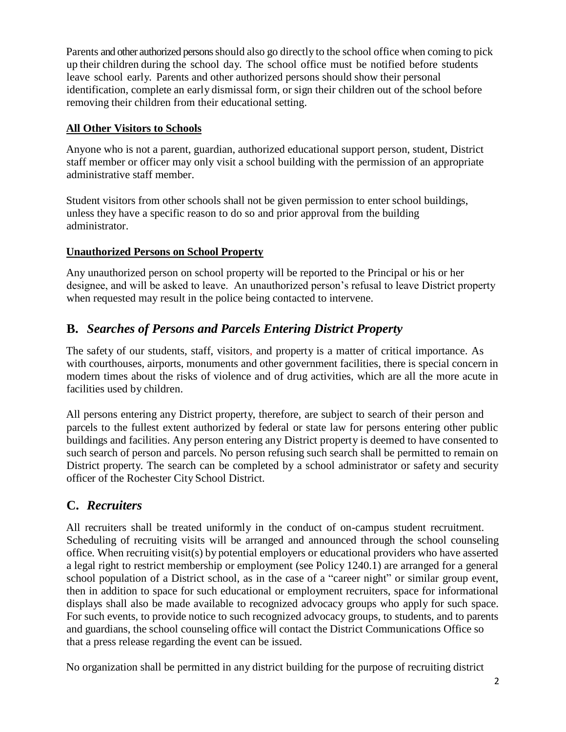Parents and other authorized persons should also go directly to the school office when coming to pick up their children during the school day. The school office must be notified before students leave school early. Parents and other authorized persons should show their personal identification, complete an early dismissal form, or sign their children out of the school before removing their children from their educational setting.

**All Other Visitors to Schools**

Anyone who is not a parent, guardian, authorized educational support person, student, District staff member or officer may only visit a school building with the permission of an appropriate administrative staff member.

Student visitors from other schools shall not be given permission to enter school buildings, unless they have a specific reason to do so and prior approval from the building administrator.

**Unauthorized Persons on School Property**

Any unauthorized person on school property will be reported to the Principal or his or her designee, and will be asked to leave. An unauthorized person's refusal to leave District property when requested may result in the police being contacted to intervene.

## B. *Searches of Persons and Parcels Entering District Property*

The safety of our students, staff, visitors, and property is a matter of critical importance. As with courthouses, airports, monuments and other government facilities, there is special concern in modern times about the risks of violence and of drug activities, which are all the more acute in facilities used by children.

All persons entering any District property, therefore, are subject to search of their person and parcels to the fullest extent authorized by federal or state law for persons entering other public buildings and facilities. Any person entering any District property is deemed to have consented to such search of person and parcels. No person refusing such search shall be permitted to remain on District property. The search can be completed by a school administrator or safety and security officer of the Rochester City School District.

## C. *Recruiters*

All recruiters shall be treated uniformly in the conduct of on-campus student recruitment. Scheduling of recruiting visits will be arranged and announced through the school counseling office. When recruiting visit(s) by potential employers or educational providers who have asserted a legal right to restrict membership or employment (see Policy 1240.1) are arranged for a general school population of a District school, as in the case of a "career night" or similar group event, then in addition to space for such educational or employment recruiters, space for informational displays shall also be made available to recognized advocacy groups who apply for such space. For such events, to provide notice to such recognized advocacy groups, to students, and to parents and guardians, the school counseling office will contact the District Communications Office so that a press release regarding the event can be issued.

No organization shall be permitted in any district building for the purpose of recruiting district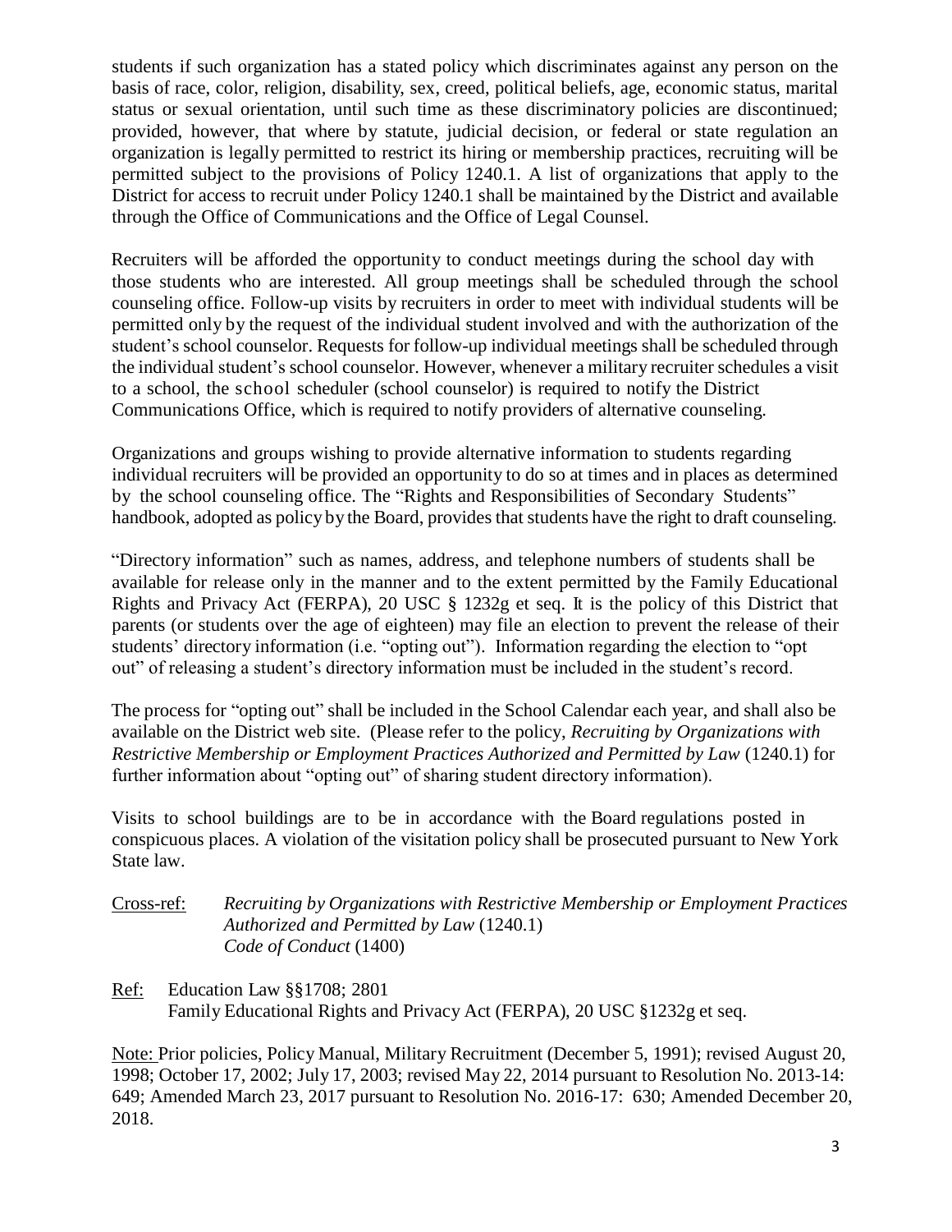students if such organization has a stated policy which discriminates against any person on the basis of race, color, religion, disability, sex, creed, political beliefs, age, economic status, marital status or sexual orientation, until such time as these discriminatory policies are discontinued; provided, however, that where by statute, judicial decision, or federal or state regulation an organization is legally permitted to restrict its hiring or membership practices, recruiting will be permitted subject to the provisions of Policy 1240.1. A list of organizations that apply to the District for access to recruit under Policy 1240.1 shall be maintained by the District and available through the Office of Communications and the Office of Legal Counsel.

Recruiters will be afforded the opportunity to conduct meetings during the school day with those students who are interested. All group meetings shall be scheduled through the school counseling office. Follow-up visits by recruiters in order to meet with individual students will be permitted only by the request of the individual student involved and with the authorization of the student's school counselor. Requests for follow-up individual meetings shall be scheduled through the individual student's school counselor. However, whenever a military recruiter schedules a visit to a school, the school scheduler (school counselor) is required to notify the District Communications Office, which is required to notify providers of alternative counseling.

Organizations and groups wishing to provide alternative information to students regarding individual recruiters will be provided an opportunity to do so at times and in places as determined by the school counseling office. The "Rights and Responsibilities of Secondary Students" handbook, adopted as policy by the Board, provides that students have the right to draft counseling.

"Directory information" such as names, address, and telephone numbers of students shall be available for release only in the manner and to the extent permitted by the Family Educational Rights and Privacy Act (FERPA), 20 USC § 1232g et seq. It is the policy of this District that parents (or students over the age of eighteen) may file an election to prevent the release of their students' directory information (i.e. "opting out"). Information regarding the election to "opt out" of releasing a student's directory information must be included in the student's record.

The process for "opting out" shall be included in the School Calendar each year, and shall also be available on the District web site. (Please refer to the policy, *Recruiting by Organizations with Restrictive Membership or Employment Practices Authorized and Permitted by Law* (1240.1) for further information about "opting out" of sharing student directory information).

Visits to school buildings are to be in accordance with the Board regulations posted in conspicuous places. A violation of the visitation policy shall be prosecuted pursuant to New York State law.

Cross-ref: *Recruiting by Organizations with Restrictive Membership or Employment Practices Authorized and Permitted by Law* (1240.1)
*Code of Conduct* (1400)

Ref: Education Law §§1708; 2801
Family Educational Rights and Privacy Act (FERPA), 20 USC §1232g et seq.

Note: Prior policies, Policy Manual, Military Recruitment (December 5, 1991); revised August 20, 1998; October 17, 2002; July 17, 2003; revised May 22, 2014 pursuant to Resolution No. 2013-14: 649; Amended March 23, 2017 pursuant to Resolution No. 2016-17: 630; Amended December 20, 2018.